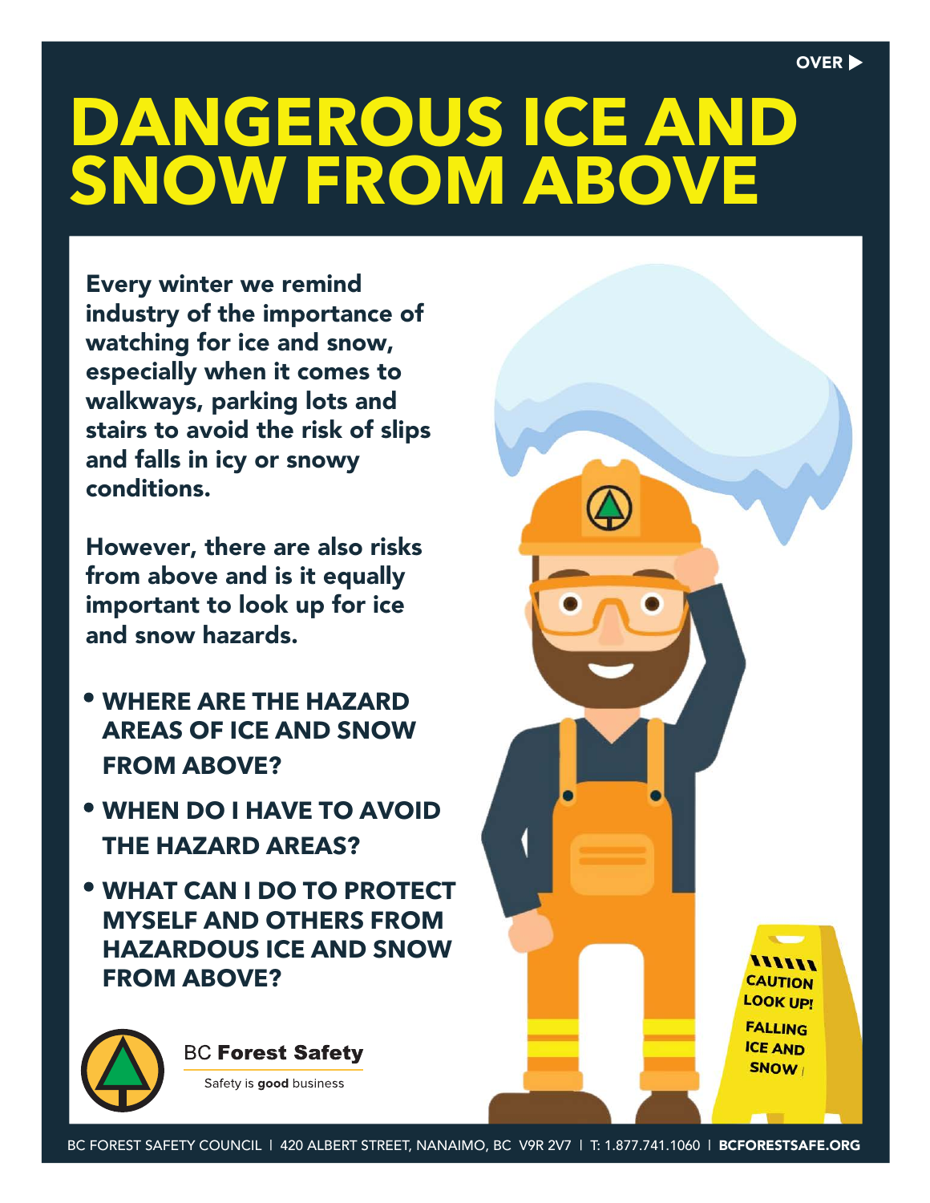OVER ▶

# DANGEROUS ICE AND SNOW FROM ABOVE

**Every winter we remind industry of the importance of watching for ice and snow, especially when it comes to walkways, parking lots and stairs to avoid the risk of slips and falls in icy or snowy conditions.**

**However, there are also risks from above and is it equally important to look up for ice and snow hazards.**

- **WHERE ARE THE HAZARD AREAS OF ICE AND SNOW FROM ABOVE?**
- **WHEN DO I HAVE TO AVOID THE HAZARD AREAS?**
- **WHAT CAN I DO TO PROTECT MYSELF AND OTHERS FROM HAZARDOUS ICE AND SNOW FROM ABOVE?**

CAUTION LOOK UP! FALLING ICE AND SNOW

BC **Forest Safety**

Safety is **good** business

BC FOREST SAFETY COUNCIL | 420 ALBERT STREET, NANAIMO, BC V9R 2V7 | T: 1.877.741.1060 | **BCFORESTSAFE.ORG**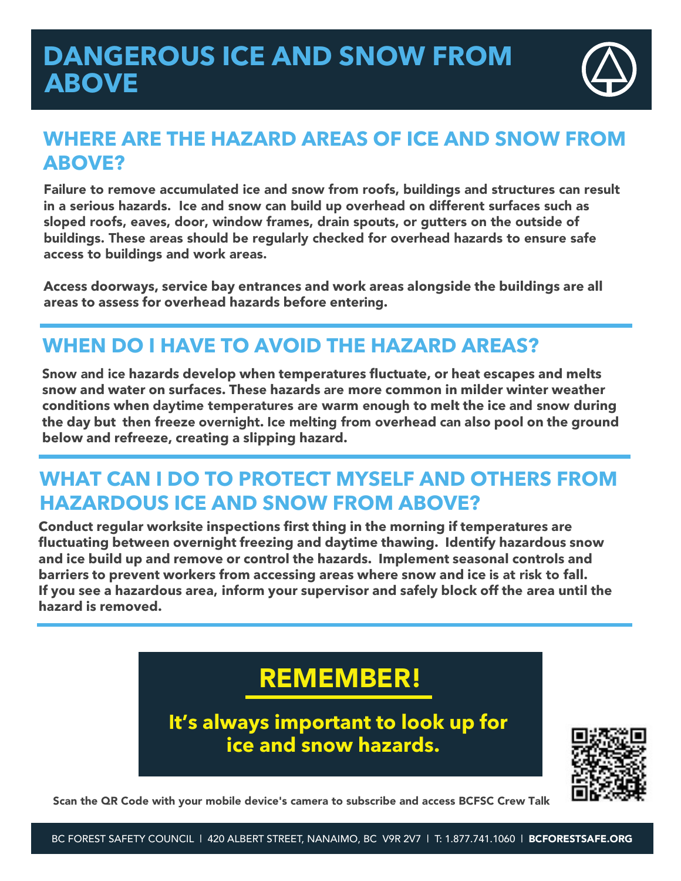# DANGEROUS ICE AND SNOW FROM ABOVE

## WHERE ARE THE HAZARD AREAS OF ICE AND SNOW FROM ABOVE?

**Failure to remove accumulated ice and snow from roofs, buildings and structures can result in a serious hazards. Ice and snow can build up overhead on different surfaces such as sloped roofs, eaves, door, window frames, drain spouts, or gutters on the outside of buildings. These areas should be regularly checked for overhead hazards to ensure safe access to buildings and work areas.**

**Access doorways, service bay entrances and work areas alongside the buildings are all areas to assess for overhead hazards before entering.**

## WHEN DO I HAVE TO AVOID THE HAZARD AREAS?

**Snow and ice hazards develop when temperatures fluctuate, or heat escapes and melts snow and water on surfaces. These hazards are more common in milder winter weather conditions when daytime temperatures are warm enough to melt the ice and snow during the day but then freeze overnight. Ice melting from overhead can also pool on the ground below and refreeze, creating a slipping hazard.**

## WHAT CAN I DO TO PROTECT MYSELF AND OTHERS FROM HAZARDOUS ICE AND SNOW FROM ABOVE?

**Conduct regular worksite inspections first thing in the morning if temperatures are fluctuating between overnight freezing and daytime thawing. Identify hazardous snow and ice build up and remove or control the hazards. Implement seasonal controls and barriers to prevent workers from accessing areas where snow and ice is at risk to fall. If you see a hazardous area, inform your supervisor and safely block off the area until the hazard is removed.**

## REMEMBER!

**It's always important to look up for ice and snow hazards.**

**Scan the QR Code with your mobile device's camera to subscribe and access BCFSC Crew Talk**

BC FOREST SAFETY COUNCIL | 420 ALBERT STREET, NANAIMO, BC V9R 2V7 | T: 1.877.741.1060 | **BCFORESTSAFE.ORG**